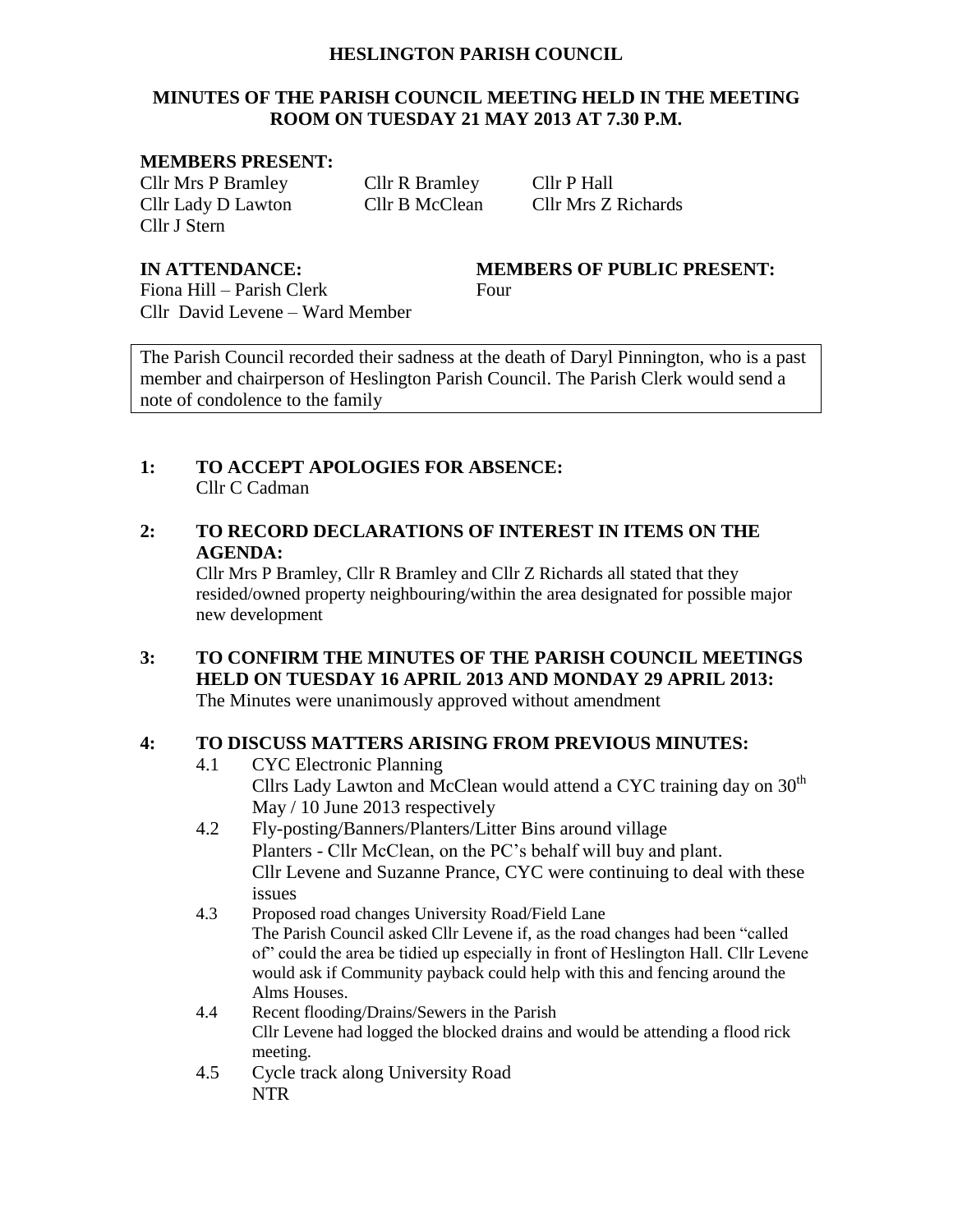# HESLINGTON PARISH COUNCIL

## MINUTES OF THE PARISH COUNCIL MEETING HELD IN THE MEETING ROOM ON TUESDAY 21 MAY 2013 AT 7.30 P.M.

**MEMBERS PRESENT:**

Cllr Mrs P Bramley, Cllr R Bramley, Cllr P Hall
Cllr Lady D Lawton, Cllr B McClean, Cllr Mrs Z Richards
Cllr J Stern

**IN ATTENDANCE:**

Fiona Hill – Parish Clerk
Cllr David Levene – Ward Member

**MEMBERS OF PUBLIC PRESENT:**

Four

The Parish Council recorded their sadness at the death of Daryl Pinnington, who is a past member and chairperson of Heslington Parish Council. The Parish Clerk would send a note of condolence to the family

**1: TO ACCEPT APOLOGIES FOR ABSENCE:**

Cllr C Cadman

**2: TO RECORD DECLARATIONS OF INTEREST IN ITEMS ON THE AGENDA:**

Cllr Mrs P Bramley, Cllr R Bramley and Cllr Z Richards all stated that they resided/owned property neighbouring/within the area designated for possible major new development

**3: TO CONFIRM THE MINUTES OF THE PARISH COUNCIL MEETINGS HELD ON TUESDAY 16 APRIL 2013 AND MONDAY 29 APRIL 2013:**

The Minutes were unanimously approved without amendment

**4: TO DISCUSS MATTERS ARISING FROM PREVIOUS MINUTES:**

4.1 CYC Electronic Planning
Cllrs Lady Lawton and McClean would attend a CYC training day on 30th May / 10 June 2013 respectively

4.2 Fly-posting/Banners/Planters/Litter Bins around village
Planters - Cllr McClean, on the PC's behalf will buy and plant.
Cllr Levene and Suzanne Prance, CYC were continuing to deal with these issues

4.3 Proposed road changes University Road/Field Lane
The Parish Council asked Cllr Levene if, as the road changes had been "called of" could the area be tidied up especially in front of Heslington Hall. Cllr Levene would ask if Community payback could help with this and fencing around the Alms Houses.

4.4 Recent flooding/Drains/Sewers in the Parish
Cllr Levene had logged the blocked drains and would be attending a flood rick meeting.

4.5 Cycle track along University Road
NTR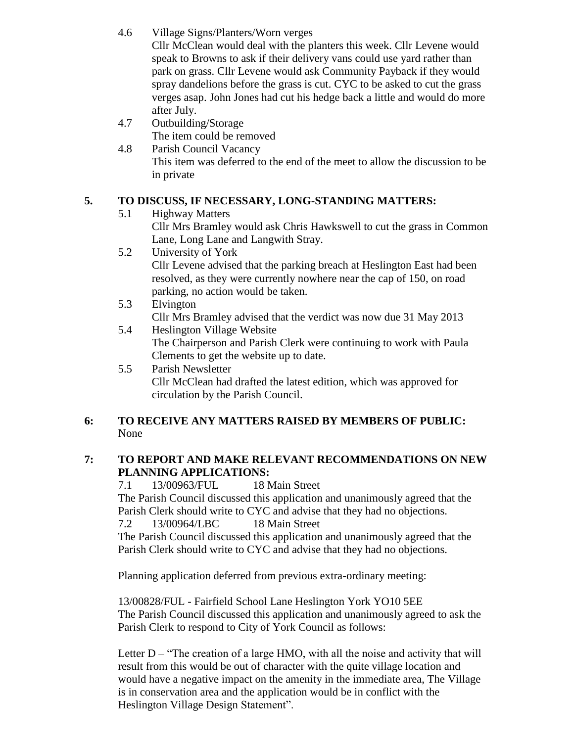4.6 Village Signs/Planters/Worn verges

Cllr McClean would deal with the planters this week. Cllr Levene would speak to Browns to ask if their delivery vans could use yard rather than park on grass. Cllr Levene would ask Community Payback if they would spray dandelions before the grass is cut. CYC to be asked to cut the grass verges asap. John Jones had cut his hedge back a little and would do more after July.

4.7 Outbuilding/Storage

The item could be removed

4.8 Parish Council Vacancy

This item was deferred to the end of the meet to allow the discussion to be in private

## 5. TO DISCUSS, IF NECESSARY, LONG-STANDING MATTERS:

5.1 Highway Matters

Cllr Mrs Bramley would ask Chris Hawkswell to cut the grass in Common Lane, Long Lane and Langwith Stray.

5.2 University of York

Cllr Levene advised that the parking breach at Heslington East had been resolved, as they were currently nowhere near the cap of 150, on road parking, no action would be taken.

5.3 Elvington

Cllr Mrs Bramley advised that the verdict was now due 31 May 2013

5.4 Heslington Village Website

The Chairperson and Parish Clerk were continuing to work with Paula Clements to get the website up to date.

5.5 Parish Newsletter

Cllr McClean had drafted the latest edition, which was approved for circulation by the Parish Council.

## 6: TO RECEIVE ANY MATTERS RAISED BY MEMBERS OF PUBLIC:

None

## 7: TO REPORT AND MAKE RELEVANT RECOMMENDATIONS ON NEW PLANNING APPLICATIONS:

7.1 13/00963/FUL 18 Main Street

The Parish Council discussed this application and unanimously agreed that the Parish Clerk should write to CYC and advise that they had no objections.

7.2 13/00964/LBC 18 Main Street

The Parish Council discussed this application and unanimously agreed that the Parish Clerk should write to CYC and advise that they had no objections.

Planning application deferred from previous extra-ordinary meeting:

13/00828/FUL - Fairfield School Lane Heslington York YO10 5EE

The Parish Council discussed this application and unanimously agreed to ask the Parish Clerk to respond to City of York Council as follows:

Letter D – "The creation of a large HMO, with all the noise and activity that will result from this would be out of character with the quite village location and would have a negative impact on the amenity in the immediate area, The Village is in conservation area and the application would be in conflict with the Heslington Village Design Statement".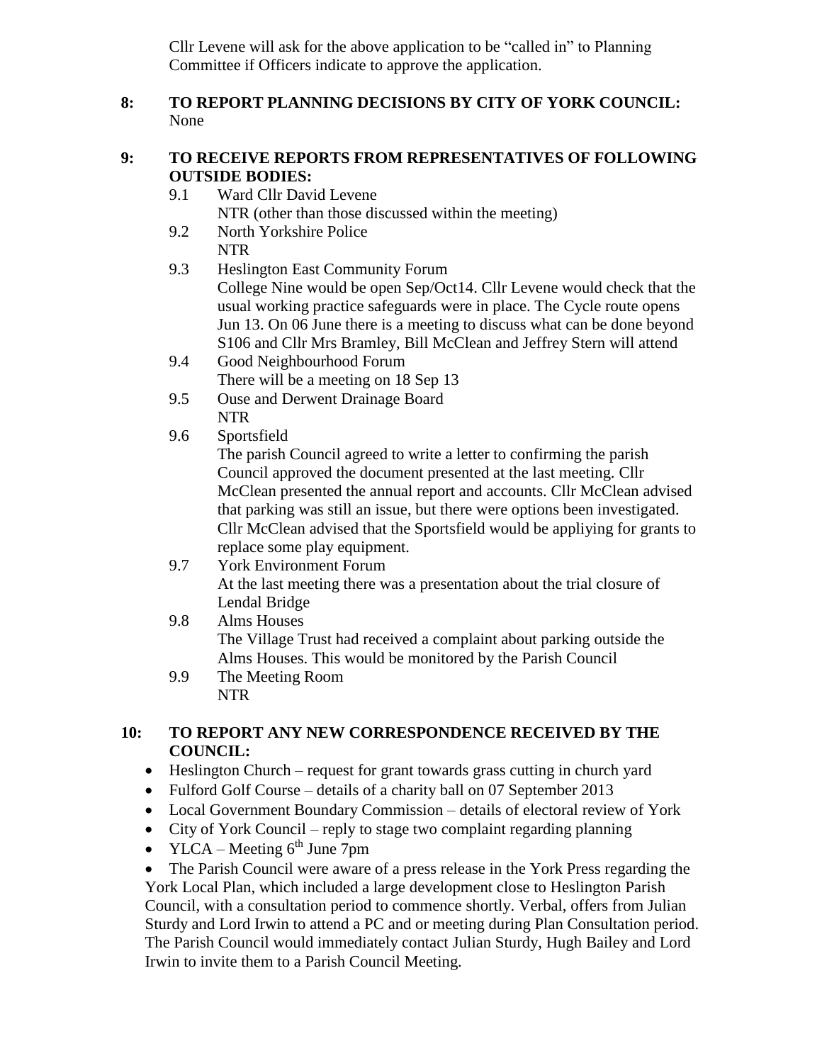Cllr Levene will ask for the above application to be "called in" to Planning Committee if Officers indicate to approve the application.

**8: TO REPORT PLANNING DECISIONS BY CITY OF YORK COUNCIL:**
None

**9: TO RECEIVE REPORTS FROM REPRESENTATIVES OF FOLLOWING OUTSIDE BODIES:**

9.1 Ward Cllr David Levene
NTR (other than those discussed within the meeting)

9.2 North Yorkshire Police
NTR

9.3 Heslington East Community Forum
College Nine would be open Sep/Oct14. Cllr Levene would check that the usual working practice safeguards were in place. The Cycle route opens Jun 13. On 06 June there is a meeting to discuss what can be done beyond S106 and Cllr Mrs Bramley, Bill McClean and Jeffrey Stern will attend

9.4 Good Neighbourhood Forum
There will be a meeting on 18 Sep 13

9.5 Ouse and Derwent Drainage Board
NTR

9.6 Sportsfield
The parish Council agreed to write a letter to confirming the parish Council approved the document presented at the last meeting. Cllr McClean presented the annual report and accounts. Cllr McClean advised that parking was still an issue, but there were options been investigated. Cllr McClean advised that the Sportsfield would be appliying for grants to replace some play equipment.

9.7 York Environment Forum
At the last meeting there was a presentation about the trial closure of Lendal Bridge

9.8 Alms Houses
The Village Trust had received a complaint about parking outside the Alms Houses. This would be monitored by the Parish Council

9.9 The Meeting Room
NTR

**10: TO REPORT ANY NEW CORRESPONDENCE RECEIVED BY THE COUNCIL:**

- Heslington Church – request for grant towards grass cutting in church yard
- Fulford Golf Course – details of a charity ball on 07 September 2013
- Local Government Boundary Commission – details of electoral review of York
- City of York Council – reply to stage two complaint regarding planning
- YLCA – Meeting 6th June 7pm
- The Parish Council were aware of a press release in the York Press regarding the York Local Plan, which included a large development close to Heslington Parish Council, with a consultation period to commence shortly. Verbal, offers from Julian Sturdy and Lord Irwin to attend a PC and or meeting during Plan Consultation period. The Parish Council would immediately contact Julian Sturdy, Hugh Bailey and Lord Irwin to invite them to a Parish Council Meeting.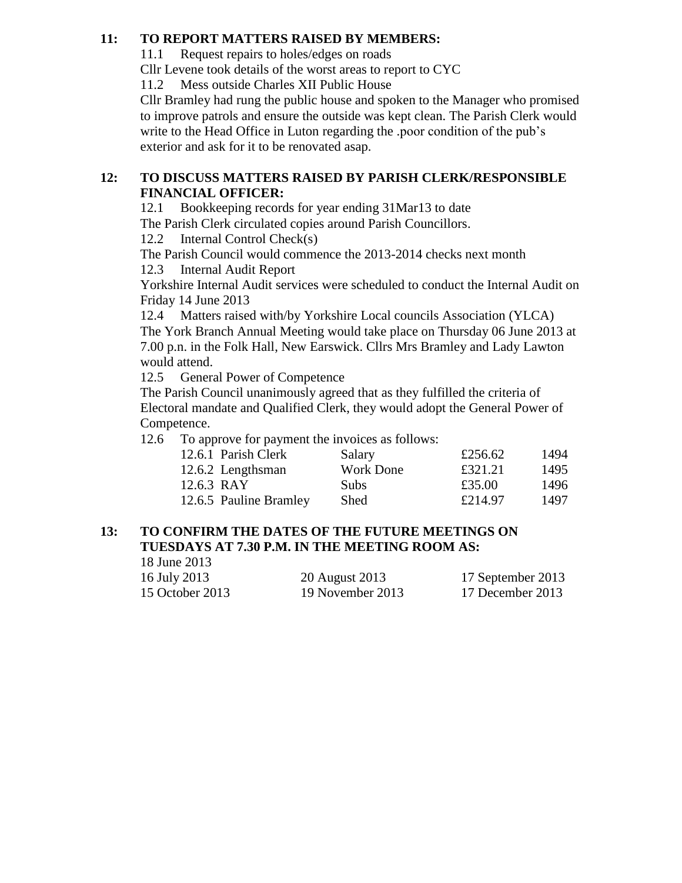## 11: TO REPORT MATTERS RAISED BY MEMBERS:

11.1 Request repairs to holes/edges on roads

Cllr Levene took details of the worst areas to report to CYC

11.2 Mess outside Charles XII Public House

Cllr Bramley had rung the public house and spoken to the Manager who promised to improve patrols and ensure the outside was kept clean. The Parish Clerk would write to the Head Office in Luton regarding the .poor condition of the pub's exterior and ask for it to be renovated asap.

## 12: TO DISCUSS MATTERS RAISED BY PARISH CLERK/RESPONSIBLE FINANCIAL OFFICER:

12.1 Bookkeeping records for year ending 31Mar13 to date

The Parish Clerk circulated copies around Parish Councillors.

12.2 Internal Control Check(s)

The Parish Council would commence the 2013-2014 checks next month

12.3 Internal Audit Report

Yorkshire Internal Audit services were scheduled to conduct the Internal Audit on Friday 14 June 2013

12.4 Matters raised with/by Yorkshire Local councils Association (YLCA)

The York Branch Annual Meeting would take place on Thursday 06 June 2013 at 7.00 p.n. in the Folk Hall, New Earswick. Cllrs Mrs Bramley and Lady Lawton would attend.

12.5 General Power of Competence

The Parish Council unanimously agreed that as they fulfilled the criteria of Electoral mandate and Qualified Clerk, they would adopt the General Power of Competence.

12.6 To approve for payment the invoices as follows:

| | | | |
|---|---|---|---|
| 12.6.1 Parish Clerk | Salary | £256.62 | 1494 |
| 12.6.2 Lengthsman | Work Done | £321.21 | 1495 |
| 12.6.3 RAY | Subs | £35.00 | 1496 |
| 12.6.5 Pauline Bramley | Shed | £214.97 | 1497 |

## 13: TO CONFIRM THE DATES OF THE FUTURE MEETINGS ON TUESDAYS AT 7.30 P.M. IN THE MEETING ROOM AS:

18 June 2013

| | | |
|---|---|---|
| 16 July 2013 | 20 August 2013 | 17 September 2013 |
| 15 October 2013 | 19 November 2013 | 17 December 2013 |